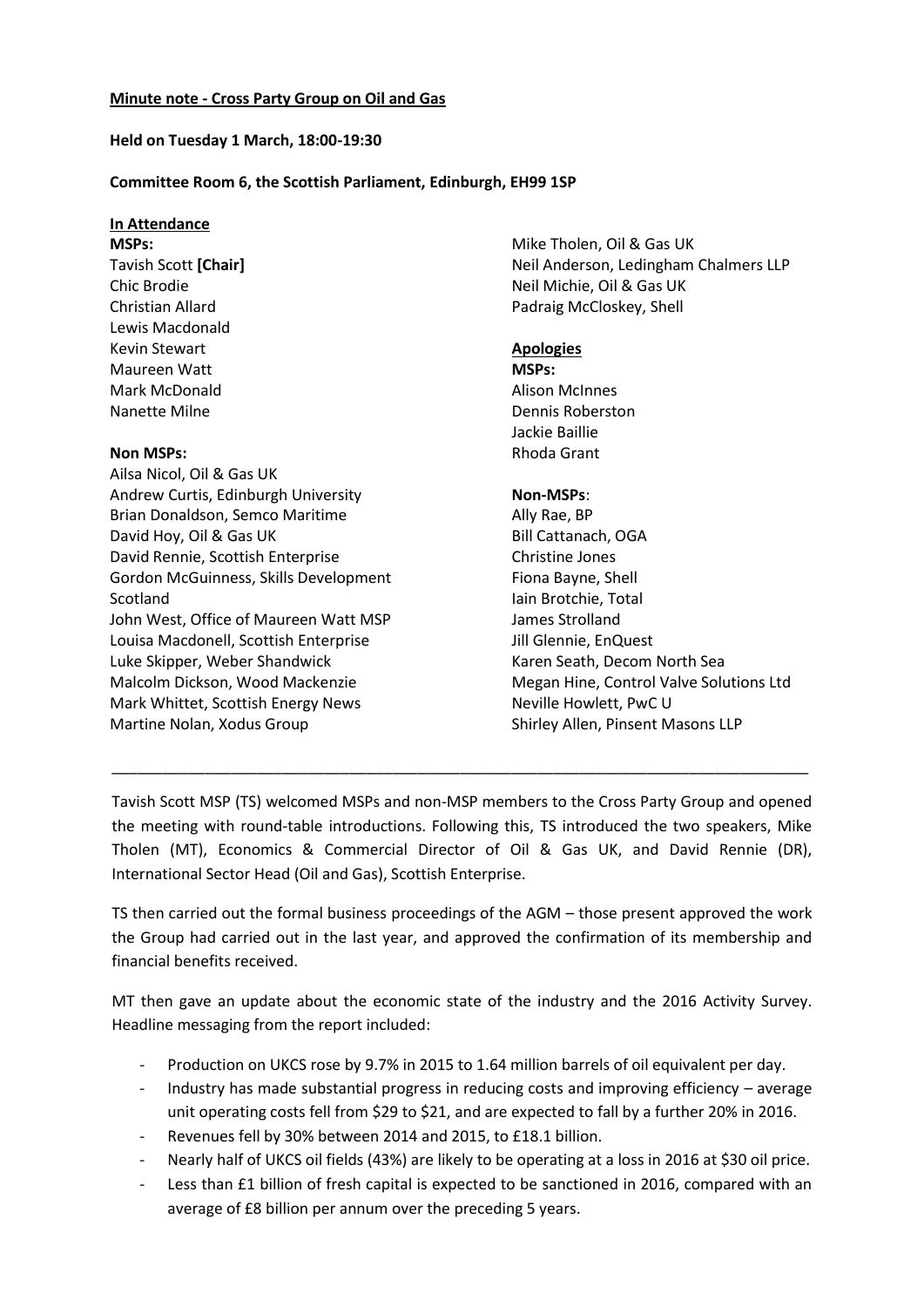**Minute note - Cross Party Group on Oil and Gas**

**Held on Tuesday 1 March, 18:00-19:30**

**Committee Room 6, the Scottish Parliament, Edinburgh, EH99 1SP**

**In Attendance**

**MSPs:**
Tavish Scott **[Chair]**
Chic Brodie
Christian Allard
Lewis Macdonald
Kevin Stewart
Maureen Watt
Mark McDonald
Nanette Milne

**Non MSPs:**
Ailsa Nicol, Oil & Gas UK
Andrew Curtis, Edinburgh University
Brian Donaldson, Semco Maritime
David Hoy, Oil & Gas UK
David Rennie, Scottish Enterprise
Gordon McGuinness, Skills Development Scotland
John West, Office of Maureen Watt MSP
Louisa Macdonell, Scottish Enterprise
Luke Skipper, Weber Shandwick
Malcolm Dickson, Wood Mackenzie
Mark Whittet, Scottish Energy News
Martine Nolan, Xodus Group
Mike Tholen, Oil & Gas UK
Neil Anderson, Ledingham Chalmers LLP
Neil Michie, Oil & Gas UK
Padraig McCloskey, Shell

**Apologies**

**MSPs:**
Alison McInnes
Dennis Roberston
Jackie Baillie
Rhoda Grant

**Non-MSPs**:
Ally Rae, BP
Bill Cattanach, OGA
Christine Jones
Fiona Bayne, Shell
Iain Brotchie, Total
James Strolland
Jill Glennie, EnQuest
Karen Seath, Decom North Sea
Megan Hine, Control Valve Solutions Ltd
Neville Howlett, PwC U
Shirley Allen, Pinsent Masons LLP

---

Tavish Scott MSP (TS) welcomed MSPs and non-MSP members to the Cross Party Group and opened the meeting with round-table introductions. Following this, TS introduced the two speakers, Mike Tholen (MT), Economics & Commercial Director of Oil & Gas UK, and David Rennie (DR), International Sector Head (Oil and Gas), Scottish Enterprise.

TS then carried out the formal business proceedings of the AGM – those present approved the work the Group had carried out in the last year, and approved the confirmation of its membership and financial benefits received.

MT then gave an update about the economic state of the industry and the 2016 Activity Survey. Headline messaging from the report included:

- Production on UKCS rose by 9.7% in 2015 to 1.64 million barrels of oil equivalent per day.
- Industry has made substantial progress in reducing costs and improving efficiency – average unit operating costs fell from $29 to $21, and are expected to fall by a further 20% in 2016.
- Revenues fell by 30% between 2014 and 2015, to £18.1 billion.
- Nearly half of UKCS oil fields (43%) are likely to be operating at a loss in 2016 at $30 oil price.
- Less than £1 billion of fresh capital is expected to be sanctioned in 2016, compared with an average of £8 billion per annum over the preceding 5 years.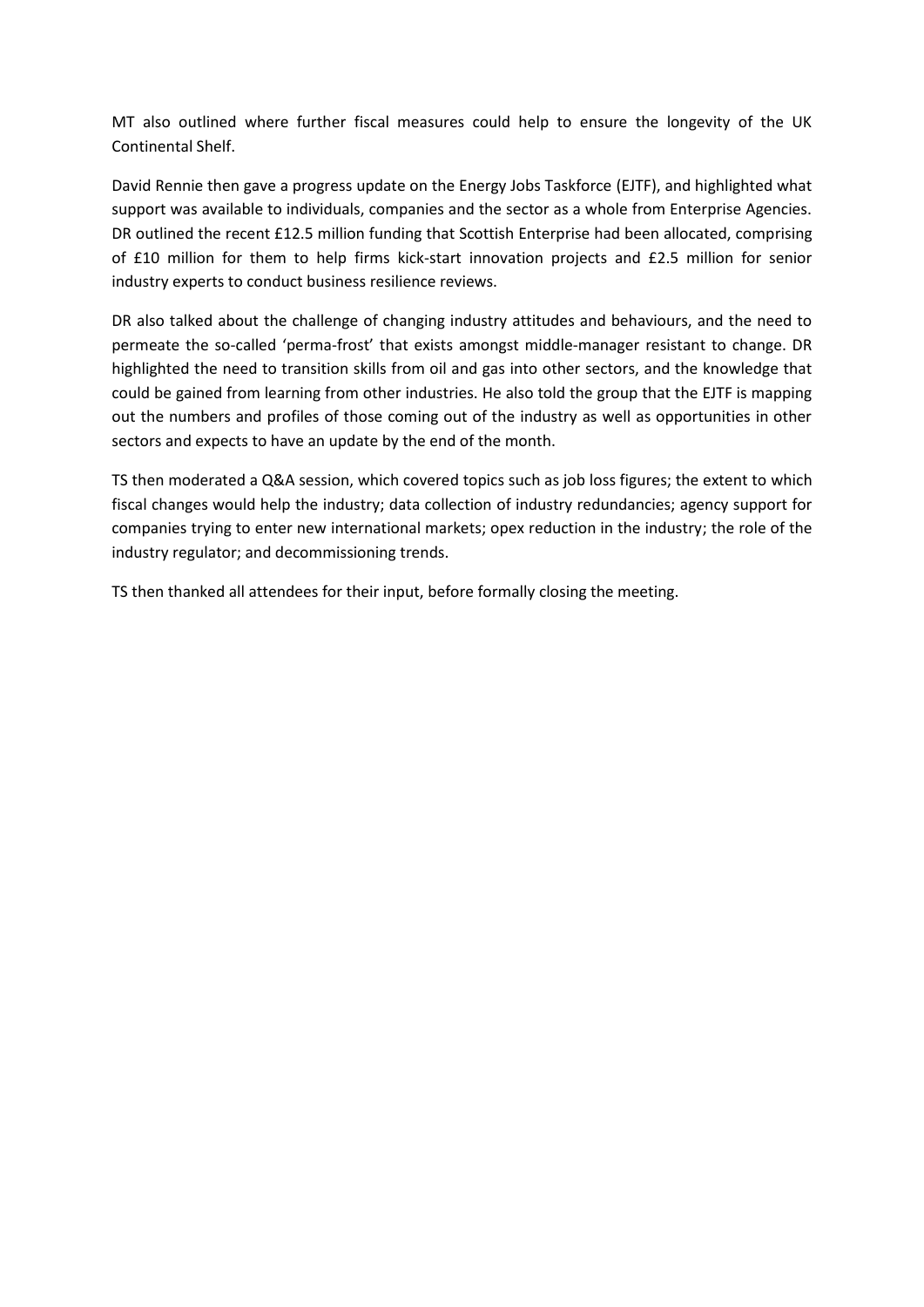MT also outlined where further fiscal measures could help to ensure the longevity of the UK Continental Shelf.

David Rennie then gave a progress update on the Energy Jobs Taskforce (EJTF), and highlighted what support was available to individuals, companies and the sector as a whole from Enterprise Agencies. DR outlined the recent £12.5 million funding that Scottish Enterprise had been allocated, comprising of £10 million for them to help firms kick-start innovation projects and £2.5 million for senior industry experts to conduct business resilience reviews.

DR also talked about the challenge of changing industry attitudes and behaviours, and the need to permeate the so-called 'perma-frost' that exists amongst middle-manager resistant to change. DR highlighted the need to transition skills from oil and gas into other sectors, and the knowledge that could be gained from learning from other industries. He also told the group that the EJTF is mapping out the numbers and profiles of those coming out of the industry as well as opportunities in other sectors and expects to have an update by the end of the month.

TS then moderated a Q&A session, which covered topics such as job loss figures; the extent to which fiscal changes would help the industry; data collection of industry redundancies; agency support for companies trying to enter new international markets; opex reduction in the industry; the role of the industry regulator; and decommissioning trends.

TS then thanked all attendees for their input, before formally closing the meeting.